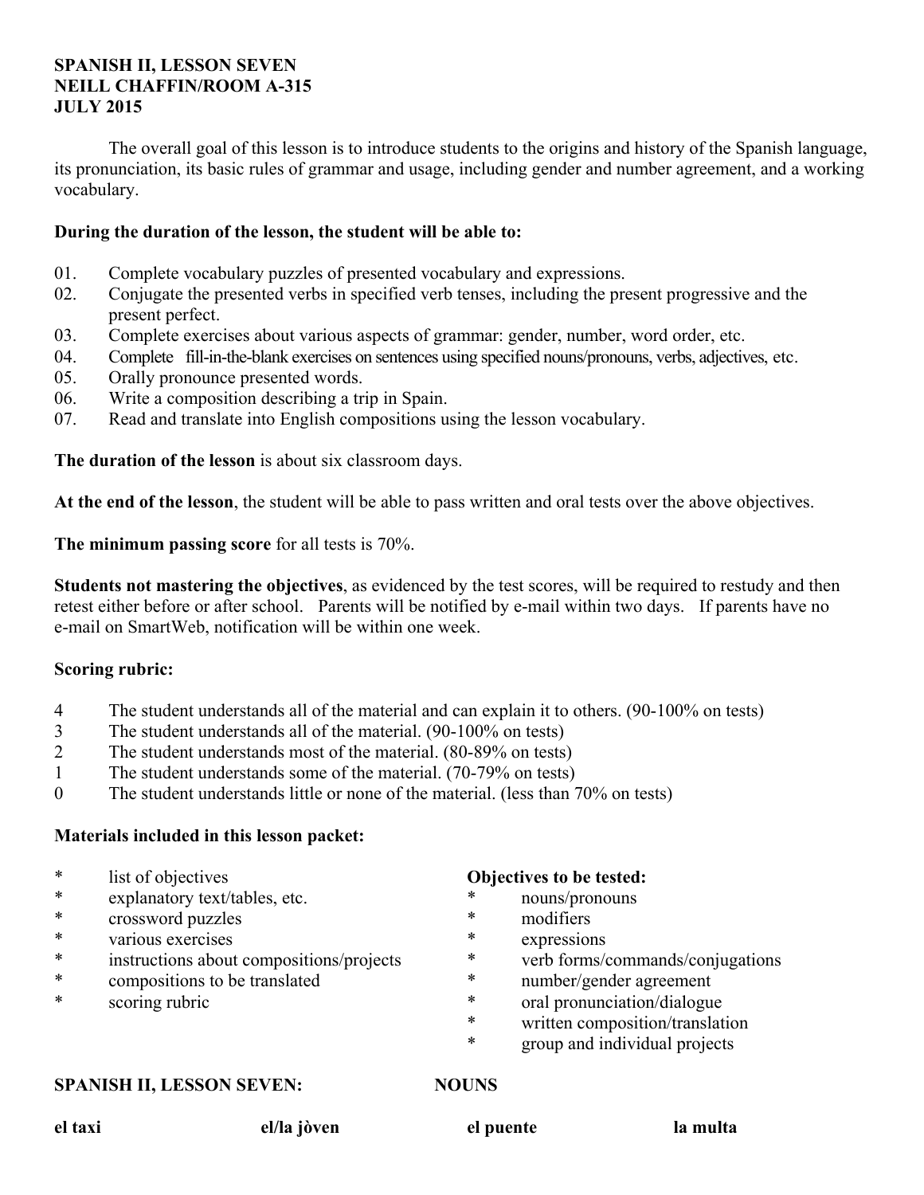**SPANISH II, LESSON SEVEN**
**NEILL CHAFFIN/ROOM A-315**
**JULY 2015**

The overall goal of this lesson is to introduce students to the origins and history of the Spanish language, its pronunciation, its basic rules of grammar and usage, including gender and number agreement, and a working vocabulary.

**During the duration of the lesson, the student will be able to:**

01. Complete vocabulary puzzles of presented vocabulary and expressions.
02. Conjugate the presented verbs in specified verb tenses, including the present progressive and the present perfect.
03. Complete exercises about various aspects of grammar: gender, number, word order, etc.
04. Complete fill-in-the-blank exercises on sentences using specified nouns/pronouns, verbs, adjectives, etc.
05. Orally pronounce presented words.
06. Write a composition describing a trip in Spain.
07. Read and translate into English compositions using the lesson vocabulary.

**The duration of the lesson** is about six classroom days.

**At the end of the lesson**, the student will be able to pass written and oral tests over the above objectives.

**The minimum passing score** for all tests is 70%.

**Students not mastering the objectives**, as evidenced by the test scores, will be required to restudy and then retest either before or after school. Parents will be notified by e-mail within two days. If parents have no e-mail on SmartWeb, notification will be within one week.

**Scoring rubric:**

4 The student understands all of the material and can explain it to others. (90-100% on tests)
3 The student understands all of the material. (90-100% on tests)
2 The student understands most of the material. (80-89% on tests)
1 The student understands some of the material. (70-79% on tests)
0 The student understands little or none of the material. (less than 70% on tests)

**Materials included in this lesson packet:**

* list of objectives
* explanatory text/tables, etc.
* crossword puzzles
* various exercises
* instructions about compositions/projects
* compositions to be translated
* scoring rubric

**Objectives to be tested:**

* nouns/pronouns
* modifiers
* expressions
* verb forms/commands/conjugations
* number/gender agreement
* oral pronunciation/dialogue
* written composition/translation
* group and individual projects

**SPANISH II, LESSON SEVEN: NOUNS**

| **el taxi** | **el/la jòven** | **el puente** | **la multa** |
|---|---|---|---|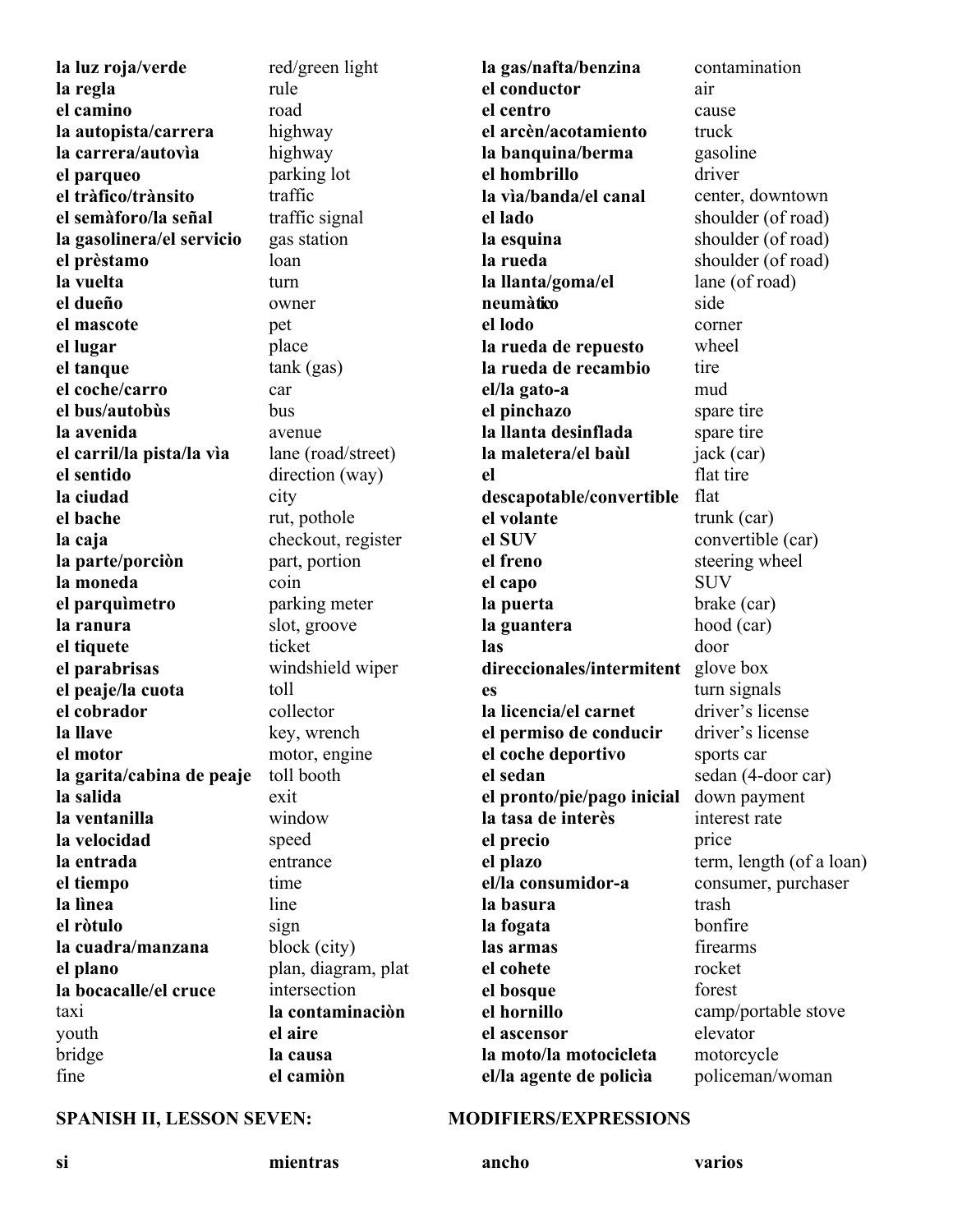| | | | |
|---|---|---|---|
| **la luz roja/verde** | red/green light | **la gas/nafta/benzina** | contamination |
| **la regla** | rule | **el conductor** | air |
| **el camino** | road | **el centro** | cause |
| **la autopista/carrera** | highway | **el arcèn/acotamiento** | truck |
| **la carrera/autovìa** | highway | **la banquina/berma** | gasoline |
| **el parqueo** | parking lot | **el hombrillo** | driver |
| **el tràfico/trànsito** | traffic | **la vìa/banda/el canal** | center, downtown |
| **el semàforo/la señal** | traffic signal | **el lado** | shoulder (of road) |
| **la gasolinera/el servicio** | gas station | **la esquina** | shoulder (of road) |
| **el prèstamo** | loan | **la rueda** | shoulder (of road) |
| **la vuelta** | turn | **la llanta/goma/el neumàtico** | lane (of road) |
| **el dueño** | owner | | side |
| **el mascote** | pet | **el lodo** | corner |
| **el lugar** | place | **la rueda de repuesto** | wheel |
| **el tanque** | tank (gas) | **la rueda de recambio** | tire |
| **el coche/carro** | car | **el/la gato-a** | mud |
| **el bus/autobùs** | bus | **el pinchazo** | spare tire |
| **la avenida** | avenue | **la llanta desinflada** | spare tire |
| **el carril/la pista/la vìa** | lane (road/street) | **la maletera/el baùl** | jack (car) |
| **el sentido** | direction (way) | **el descapotable/convertible** | flat tire |
| **la ciudad** | city | | flat |
| **el bache** | rut, pothole | **el volante** | trunk (car) |
| **la caja** | checkout, register | **el SUV** | convertible (car) |
| **la parte/porciòn** | part, portion | **el freno** | steering wheel |
| **la moneda** | coin | **el capo** | SUV |
| **el parquìmetro** | parking meter | **la puerta** | brake (car) |
| **la ranura** | slot, groove | **la guantera** | hood (car) |
| **el tiquete** | ticket | **las direccionales/intermitentes** | door |
| **el parabrisas** | windshield wiper | | glove box |
| **el peaje/la cuota** | toll | | turn signals |
| **el cobrador** | collector | **la licencia/el carnet** | driver's license |
| **la llave** | key, wrench | **el permiso de conducir** | driver's license |
| **el motor** | motor, engine | **el coche deportivo** | sports car |
| **la garita/cabina de peaje** | toll booth | **el sedan** | sedan (4-door car) |
| **la salida** | exit | **el pronto/pie/pago inicial** | down payment |
| **la ventanilla** | window | **la tasa de interès** | interest rate |
| **la velocidad** | speed | **el precio** | price |
| **la entrada** | entrance | **el plazo** | term, length (of a loan) |
| **el tiempo** | time | **el/la consumidor-a** | consumer, purchaser |
| **la lìnea** | line | **la basura** | trash |
| **el ròtulo** | sign | **la fogata** | bonfire |
| **la cuadra/manzana** | block (city) | **las armas** | firearms |
| **el plano** | plan, diagram, plat | **el cohete** | rocket |
| **la bocacalle/el cruce** | intersection | **el bosque** | forest |
| taxi | **la contaminaciòn** | **el hornillo** | camp/portable stove |
| youth | **el aire** | **el ascensor** | elevator |
| bridge | **la causa** | **la moto/la motocicleta** | motorcycle |
| fine | **el camiòn** | **el/la agente de policìa** | policeman/woman |

**SPANISH II, LESSON SEVEN: MODIFIERS/EXPRESSIONS**

| | | | |
|---|---|---|---|
| **si** | **mientras** | **ancho** | **varios** |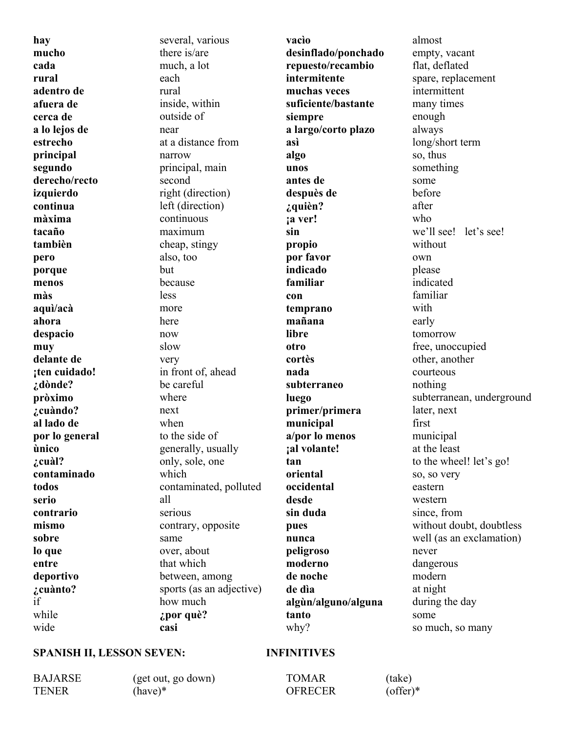| | | | |
|---|---|---|---|
| **hay** | several, various | **vacìo** | almost |
| **mucho** | there is/are | **desinflado/ponchado** | empty, vacant |
| **cada** | much, a lot | **repuesto/recambio** | flat, deflated |
| **rural** | each | **intermitente** | spare, replacement |
| **adentro de** | rural | **muchas veces** | intermittent |
| **afuera de** | inside, within | **suficiente/bastante** | many times |
| **cerca de** | outside of | **siempre** | enough |
| **a lo lejos de** | near | **a largo/corto plazo** | always |
| **estrecho** | at a distance from | **asì** | long/short term |
| **principal** | narrow | **algo** | so, thus |
| **segundo** | principal, main | **unos** | something |
| **derecho/recto** | second | **antes de** | some |
| **izquierdo** | right (direction) | **despuès de** | before |
| **continua** | left (direction) | **¿quièn?** | after |
| **màxima** | continuous | **¡a ver!** | who |
| **tacaño** | maximum | **sin** | we'll see! let's see! |
| **tambièn** | cheap, stingy | **propio** | without |
| **pero** | also, too | **por favor** | own |
| **porque** | but | **indicado** | please |
| **menos** | because | **familiar** | indicated |
| **màs** | less | **con** | familiar |
| **aquì/acà** | more | **temprano** | with |
| **ahora** | here | **mañana** | early |
| **despacio** | now | **libre** | tomorrow |
| **muy** | slow | **otro** | free, unoccupied |
| **delante de** | very | **cortès** | other, another |
| **¡ten cuidado!** | in front of, ahead | **nada** | courteous |
| **¿dònde?** | be careful | **subterraneo** | nothing |
| **pròximo** | where | **luego** | subterranean, underground |
| **¿cuàndo?** | next | **primer/primera** | later, next |
| **al lado de** | when | **municipal** | first |
| **por lo general** | to the side of | **a/por lo menos** | municipal |
| **ùnico** | generally, usually | **¡al volante!** | at the least |
| **¿cuàl?** | only, sole, one | **tan** | to the wheel! let's go! |
| **contaminado** | which | **oriental** | so, so very |
| **todos** | contaminated, polluted | **occidental** | eastern |
| **serio** | all | **desde** | western |
| **contrario** | serious | **sin duda** | since, from |
| **mismo** | contrary, opposite | **pues** | without doubt, doubtless |
| **sobre** | same | **nunca** | well (as an exclamation) |
| **lo que** | over, about | **peligroso** | never |
| **entre** | that which | **moderno** | dangerous |
| **deportivo** | between, among | **de noche** | modern |
| **¿cuànto?** | sports (as an adjective) | **de dìa** | at night |
| if | how much | **algùn/alguno/alguna** | during the day |
| while | **¿por què?** | **tanto** | some |
| wide | **casi** | why? | so much, so many |

**SPANISH II, LESSON SEVEN:** **INFINITIVES**

| | | | |
|---|---|---|---|
| BAJARSE | (get out, go down) | TOMAR | (take) |
| TENER | (have)* | OFRECER | (offer)* |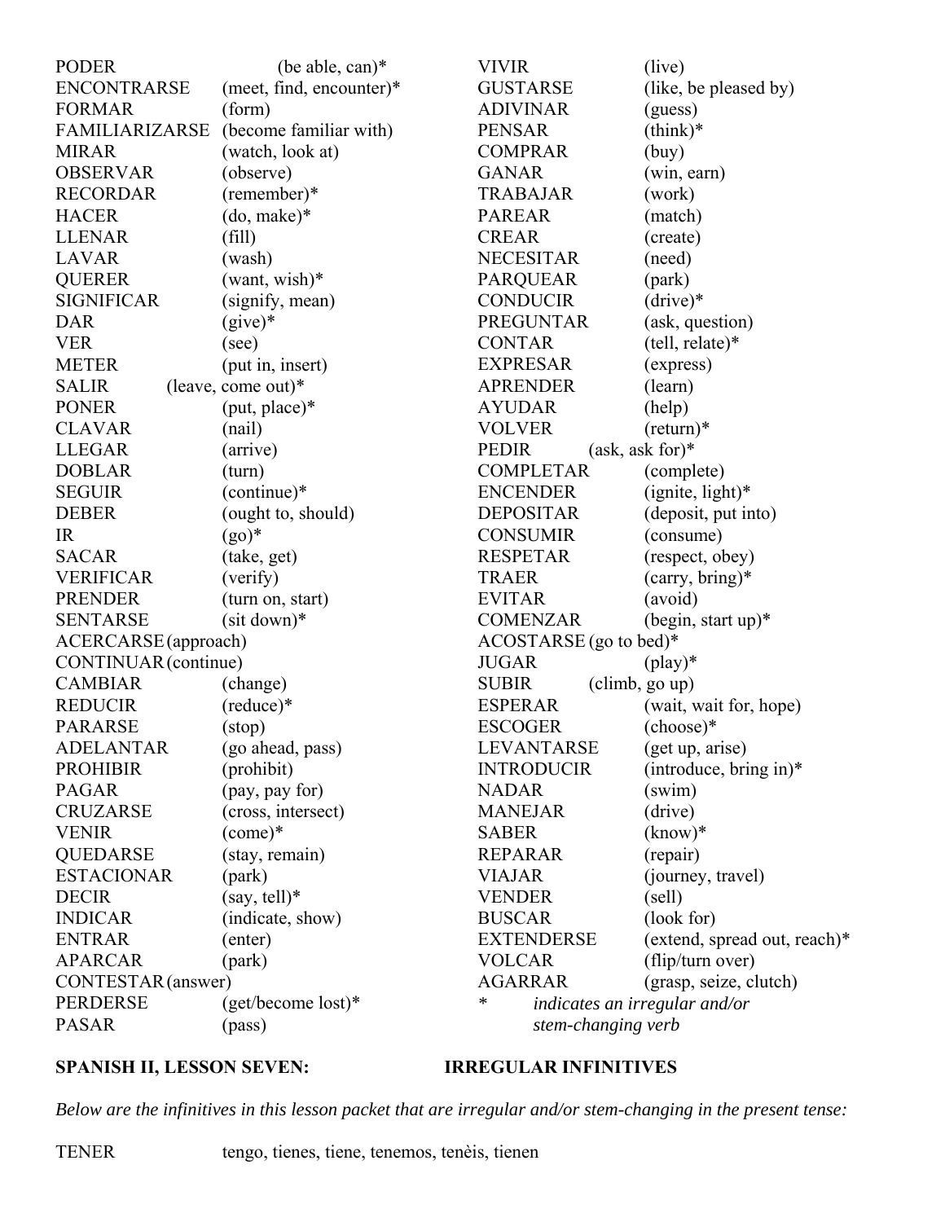| | | | |
|---|---|---|---|
| PODER | (be able, can)* | VIVIR | (live) |
| ENCONTRARSE | (meet, find, encounter)* | GUSTARSE | (like, be pleased by) |
| FORMAR | (form) | ADIVINAR | (guess) |
| FAMILIARIZARSE | (become familiar with) | PENSAR | (think)* |
| MIRAR | (watch, look at) | COMPRAR | (buy) |
| OBSERVAR | (observe) | GANAR | (win, earn) |
| RECORDAR | (remember)* | TRABAJAR | (work) |
| HACER | (do, make)* | PAREAR | (match) |
| LLENAR | (fill) | CREAR | (create) |
| LAVAR | (wash) | NECESITAR | (need) |
| QUERER | (want, wish)* | PARQUEAR | (park) |
| SIGNIFICAR | (signify, mean) | CONDUCIR | (drive)* |
| DAR | (give)* | PREGUNTAR | (ask, question) |
| VER | (see) | CONTAR | (tell, relate)* |
| METER | (put in, insert) | EXPRESAR | (express) |
| SALIR | (leave, come out)* | APRENDER | (learn) |
| PONER | (put, place)* | AYUDAR | (help) |
| CLAVAR | (nail) | VOLVER | (return)* |
| LLEGAR | (arrive) | PEDIR | (ask, ask for)* |
| DOBLAR | (turn) | COMPLETAR | (complete) |
| SEGUIR | (continue)* | ENCENDER | (ignite, light)* |
| DEBER | (ought to, should) | DEPOSITAR | (deposit, put into) |
| IR | (go)* | CONSUMIR | (consume) |
| SACAR | (take, get) | RESPETAR | (respect, obey) |
| VERIFICAR | (verify) | TRAER | (carry, bring)* |
| PRENDER | (turn on, start) | EVITAR | (avoid) |
| SENTARSE | (sit down)* | COMENZAR | (begin, start up)* |
| ACERCARSE | (approach) | ACOSTARSE | (go to bed)* |
| CONTINUAR | (continue) | JUGAR | (play)* |
| CAMBIAR | (change) | SUBIR | (climb, go up) |
| REDUCIR | (reduce)* | ESPERAR | (wait, wait for, hope) |
| PARARSE | (stop) | ESCOGER | (choose)* |
| ADELANTAR | (go ahead, pass) | LEVANTARSE | (get up, arise) |
| PROHIBIR | (prohibit) | INTRODUCIR | (introduce, bring in)* |
| PAGAR | (pay, pay for) | NADAR | (swim) |
| CRUZARSE | (cross, intersect) | MANEJAR | (drive) |
| VENIR | (come)* | SABER | (know)* |
| QUEDARSE | (stay, remain) | REPARAR | (repair) |
| ESTACIONAR | (park) | VIAJAR | (journey, travel) |
| DECIR | (say, tell)* | VENDER | (sell) |
| INDICAR | (indicate, show) | BUSCAR | (look for) |
| ENTRAR | (enter) | EXTENDERSE | (extend, spread out, reach)* |
| APARCAR | (park) | VOLCAR | (flip/turn over) |
| CONTESTAR | (answer) | AGARRAR | (grasp, seize, clutch) |
| PERDERSE | (get/become lost)* | | |
| PASAR | (pass) | | |

\* *indicates an irregular and/or stem-changing verb*

**SPANISH II, LESSON SEVEN: IRREGULAR INFINITIVES**

*Below are the infinitives in this lesson packet that are irregular and/or stem-changing in the present tense:*

TENER tengo, tienes, tiene, tenemos, tenèis, tienen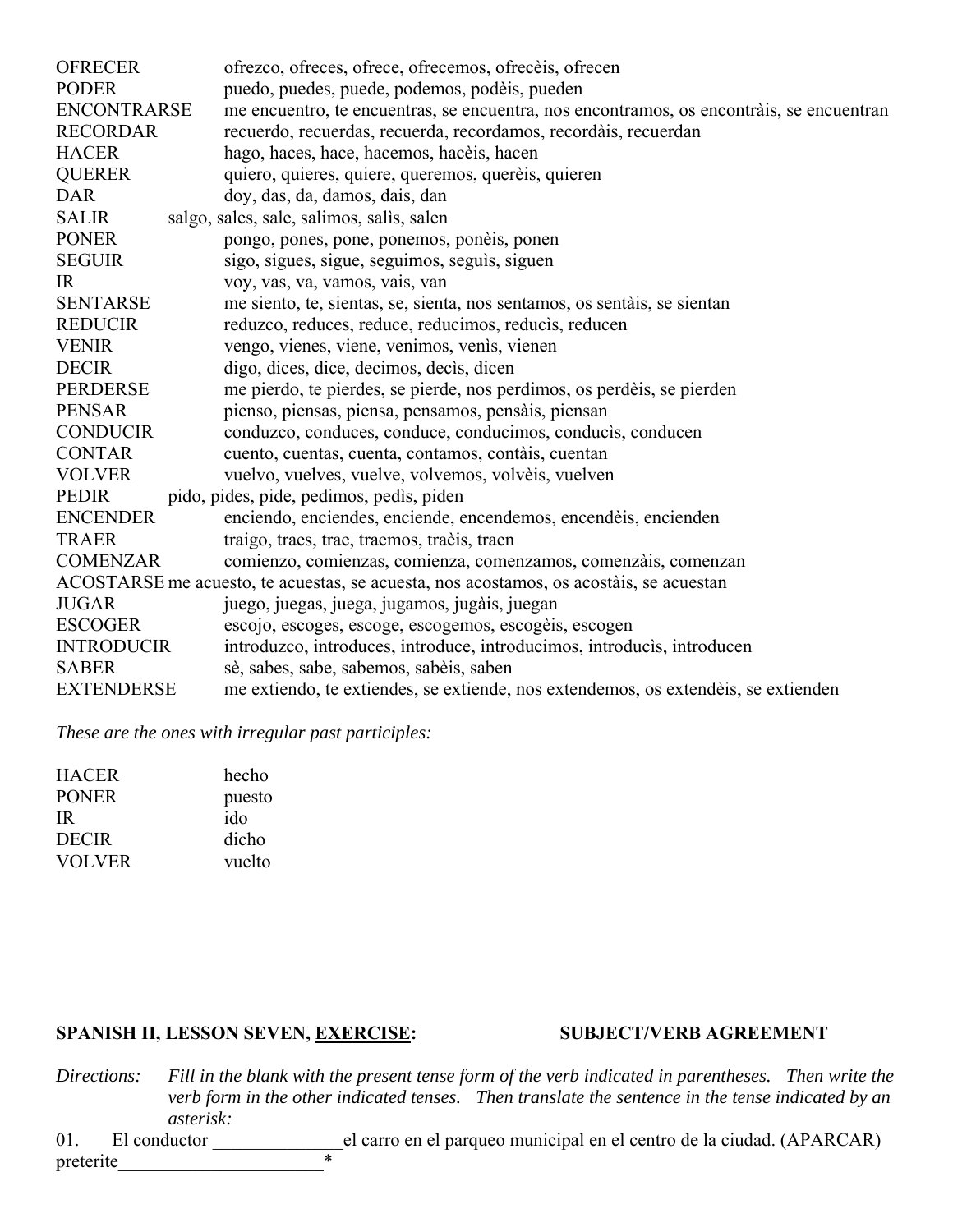| | |
|---|---|
| OFRECER | ofrezco, ofreces, ofrece, ofrecemos, ofrecèis, ofrecen |
| PODER | puedo, puedes, puede, podemos, podèis, pueden |
| ENCONTRARSE | me encuentro, te encuentras, se encuentra, nos encontramos, os encontràis, se encuentran |
| RECORDAR | recuerdo, recuerdas, recuerda, recordamos, recordàis, recuerdan |
| HACER | hago, haces, hace, hacemos, hacèis, hacen |
| QUERER | quiero, quieres, quiere, queremos, querèis, quieren |
| DAR | doy, das, da, damos, dais, dan |
| SALIR | salgo, sales, sale, salimos, salìs, salen |
| PONER | pongo, pones, pone, ponemos, ponèis, ponen |
| SEGUIR | sigo, sigues, sigue, seguimos, seguìs, siguen |
| IR | voy, vas, va, vamos, vais, van |
| SENTARSE | me siento, te, sientas, se, sienta, nos sentamos, os sentàis, se sientan |
| REDUCIR | reduzco, reduces, reduce, reducimos, reducìs, reducen |
| VENIR | vengo, vienes, viene, venimos, venìs, vienen |
| DECIR | digo, dices, dice, decimos, decìs, dicen |
| PERDERSE | me pierdo, te pierdes, se pierde, nos perdimos, os perdèis, se pierden |
| PENSAR | pienso, piensas, piensa, pensamos, pensàis, piensan |
| CONDUCIR | conduzco, conduces, conduce, conducimos, conducìs, conducen |
| CONTAR | cuento, cuentas, cuenta, contamos, contàis, cuentan |
| VOLVER | vuelvo, vuelves, vuelve, volvemos, volvèis, vuelven |
| PEDIR | pido, pides, pide, pedimos, pedìs, piden |
| ENCENDER | enciendo, enciendes, enciende, encendemos, encendèis, encienden |
| TRAER | traigo, traes, trae, traemos, traèis, traen |
| COMENZAR | comienzo, comienzas, comienza, comenzamos, comenzàis, comenzan |
| ACOSTARSE | me acuesto, te acuestas, se acuesta, nos acostamos, os acostàis, se acuestan |
| JUGAR | juego, juegas, juega, jugamos, jugàis, juegan |
| ESCOGER | escojo, escoges, escoge, escogemos, escogèis, escogen |
| INTRODUCIR | introduzco, introduces, introduce, introducimos, introducìs, introducen |
| SABER | sè, sabes, sabe, sabemos, sabèis, saben |
| EXTENDERSE | me extiendo, te extiendes, se extiende, nos extendemos, os extendèis, se extienden |

*These are the ones with irregular past participles:*

| | |
|---|---|
| HACER | hecho |
| PONER | puesto |
| IR | ido |
| DECIR | dicho |
| VOLVER | vuelto |

**SPANISH II, LESSON SEVEN, <u>EXERCISE</u>: SUBJECT/VERB AGREEMENT**

*Directions: Fill in the blank with the present tense form of the verb indicated in parentheses. Then write the verb form in the other indicated tenses. Then translate the sentence in the tense indicated by an asterisk:*

01. El conductor ______________el carro en el parqueo municipal en el centro de la ciudad. (APARCAR)
preterite______________________*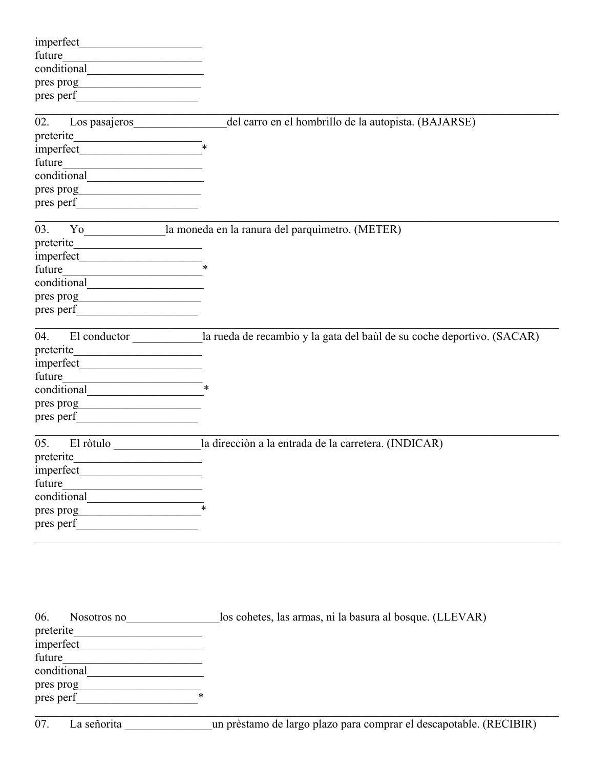imperfect______________________
future_________________________
conditional____________________
pres prog______________________
pres perf______________________

---

02. Los pasajeros________________del carro en el hombrillo de la autopista. (BAJARSE)

preterite______________________
imperfect______________________*
future_________________________
conditional____________________
pres prog______________________
pres perf______________________

---

03. Yo______________la moneda en la ranura del parquìmetro. (METER)

preterite______________________
imperfect______________________
future_________________________*
conditional____________________
pres prog______________________
pres perf______________________

---

04. El conductor ____________la rueda de recambio y la gata del baùl de su coche deportivo. (SACAR)

preterite______________________
imperfect______________________
future_________________________
conditional____________________*
pres prog______________________
pres perf______________________

---

05. El ròtulo _______________la direcciòn a la entrada de la carretera. (INDICAR)

preterite______________________
imperfect______________________
future_________________________
conditional____________________
pres prog______________________*
pres perf______________________

---

06. Nosotros no________________los cohetes, las armas, ni la basura al bosque. (LLEVAR)

preterite______________________
imperfect______________________
future_________________________
conditional____________________
pres prog______________________
pres perf______________________*

---

07. La señorita _______________un prèstamo de largo plazo para comprar el descapotable. (RECIBIR)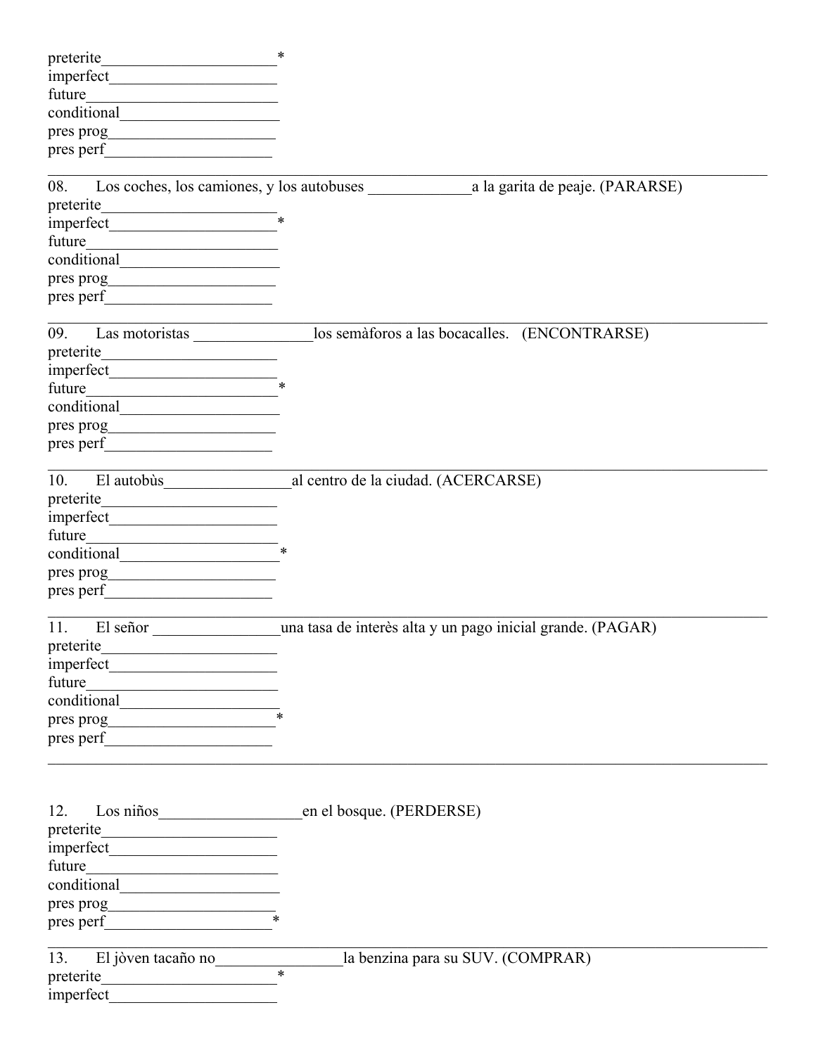preterite_____________________*
imperfect_____________________
future_____________________
conditional_____________________
pres prog_____________________
pres perf_____________________

---

08. Los coches, los camiones, y los autobuses _____________a la garita de peaje. (PARARSE)
preterite_____________________
imperfect_____________________*
future_____________________
conditional_____________________
pres prog_____________________
pres perf_____________________

---

09. Las motoristas _______________los semàforos a las bocacalles. (ENCONTRARSE)
preterite_____________________
imperfect_____________________
future_____________________*
conditional_____________________
pres prog_____________________
pres perf_____________________

---

10. El autobùs________________al centro de la ciudad. (ACERCARSE)
preterite_____________________
imperfect_____________________
future_____________________
conditional_____________________*
pres prog_____________________
pres perf_____________________

---

11. El señor ________________una tasa de interès alta y un pago inicial grande. (PAGAR)
preterite_____________________
imperfect_____________________
future_____________________
conditional_____________________
pres prog_____________________*
pres perf_____________________

---

12. Los niños__________________en el bosque. (PERDERSE)
preterite_____________________
imperfect_____________________
future_____________________
conditional_____________________
pres prog_____________________
pres perf_____________________*

---

13. El jòven tacaño no________________la benzina para su SUV. (COMPRAR)
preterite_____________________*
imperfect_____________________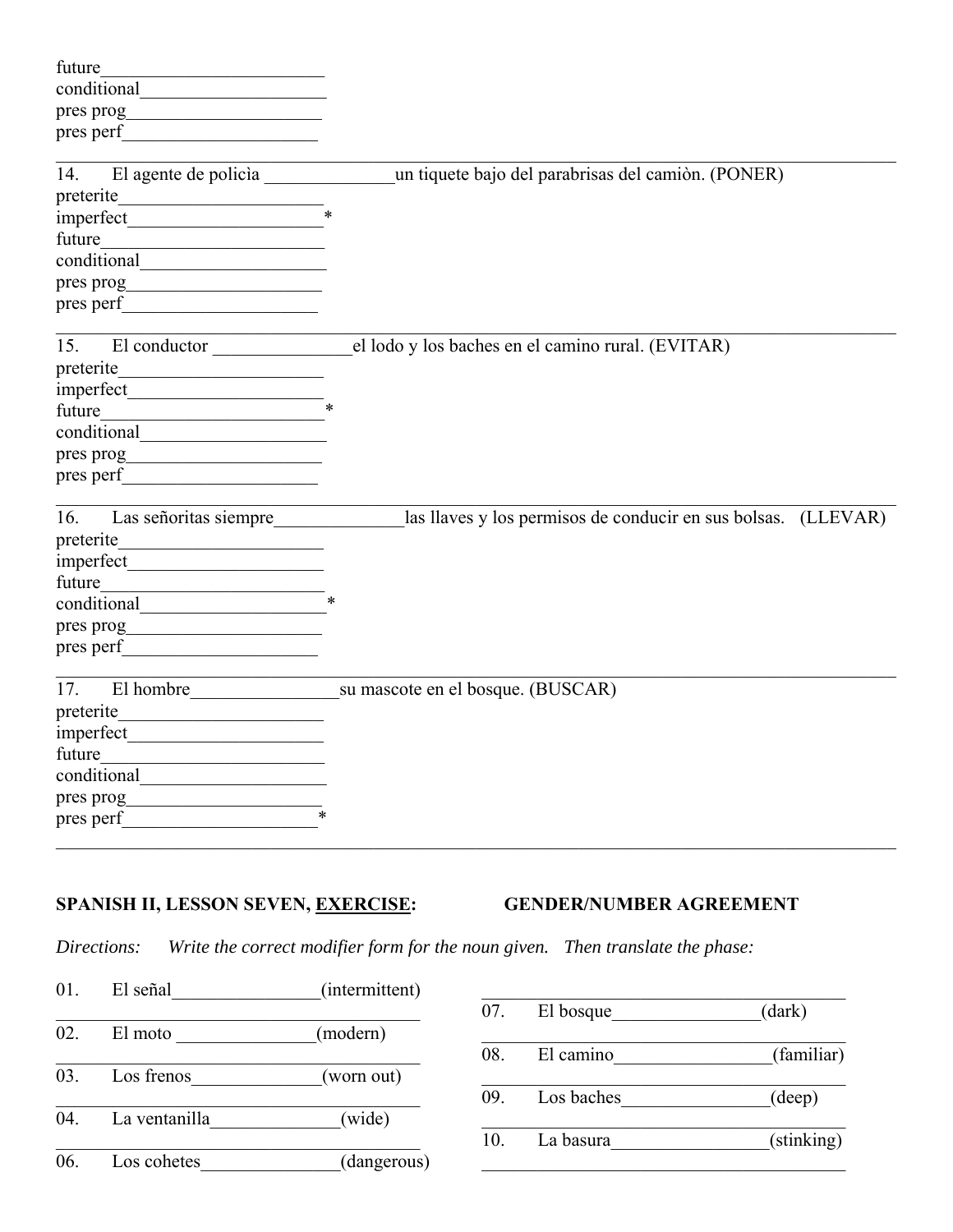future________________________
conditional____________________
pres prog_____________________
pres perf_____________________

---

14. El agente de policìa ______________un tiquete bajo del parabrisas del camiòn. (PONER)
preterite______________________
imperfect_____________________*
future________________________
conditional____________________
pres prog_____________________
pres perf_____________________

---

15. El conductor _______________el lodo y los baches en el camino rural. (EVITAR)
preterite______________________
imperfect_____________________
future________________________*
conditional____________________
pres prog_____________________
pres perf_____________________

---

16. Las señoritas siempre______________las llaves y los permisos de conducir en sus bolsas. (LLEVAR)
preterite______________________
imperfect_____________________
future________________________
conditional____________________*
pres prog_____________________
pres perf_____________________

---

17. El hombre________________su mascote en el bosque. (BUSCAR)
preterite______________________
imperfect_____________________
future________________________
conditional____________________
pres prog_____________________
pres perf_____________________*

---

**SPANISH II, LESSON SEVEN, EXERCISE: GENDER/NUMBER AGREEMENT**

*Directions: Write the correct modifier form for the noun given. Then translate the phase:*

01. El señal________________(intermittent)
________________________________________

02. El moto _______________(modern)
________________________________________

03. Los frenos______________(worn out)
________________________________________

04. La ventanilla______________(wide)
________________________________________

06. Los cohetes_______________(dangerous)
________________________________________

07. El bosque________________(dark)
________________________________________

08. El camino_________________(familiar)
________________________________________

09. Los baches________________(deep)
________________________________________

10. La basura_________________(stinking)
________________________________________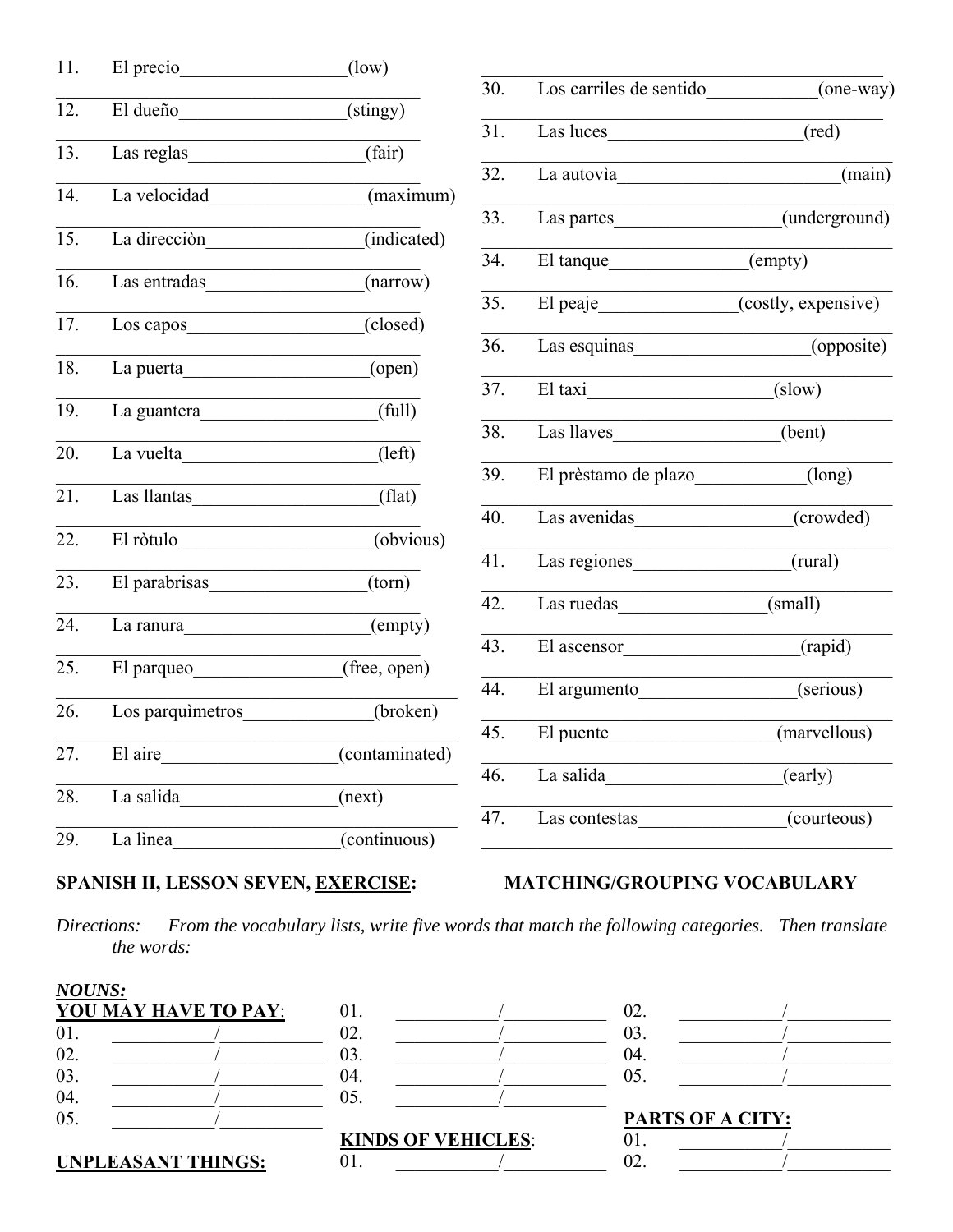11. El precio__________________(low)

12. El dueño__________________(stingy)

13. Las reglas___________________(fair)

14. La velocidad________________(maximum)

15. La direcciòn________________(indicated)

16. Las entradas________________(narrow)

17. Los capos___________________(closed)

18. La puerta___________________(open)

19. La guantera__________________(full)

20. La vuelta_____________________(left)

21. Las llantas___________________(flat)

22. El ròtulo_____________________(obvious)

23. El parabrisas________________(torn)

24. La ranura____________________(empty)

25. El parqueo_______________(free, open)

26. Los parquìmetros_____________(broken)

27. El aire__________________(contaminated)

28. La salida________________(next)

29. La lìnea_________________(continuous)

30. Los carriles de sentido____________(one-way)

31. Las luces_____________________(red)

32. La autovìa________________________(main)

33. Las partes_________________(underground)

34. El tanque_______________(empty)

35. El peaje_______________(costly, expensive)

36. Las esquinas__________________(opposite)

37. El taxi____________________(slow)

38. Las llaves__________________(bent)

39. El prèstamo de plazo____________(long)

40. Las avenidas________________(crowded)

41. Las regiones________________(rural)

42. Las ruedas_______________(small)

43. El ascensor__________________(rapid)

44. El argumento________________(serious)

45. El puente__________________(marvellous)

46. La salida___________________(early)

47. Las contestas_______________(courteous)

**SPANISH II, LESSON SEVEN, EXERCISE:** **MATCHING/GROUPING VOCABULARY**

*Directions: From the vocabulary lists, write five words that match the following categories. Then translate the words:*

***NOUNS:***

**YOU MAY HAVE TO PAY:**

01. __________/__________
02. __________/__________
03. __________/__________
04. __________/__________
05. __________/__________

**UNPLEASANT THINGS:**

01. __________/__________
02. __________/__________
03. __________/__________
04. __________/__________
05. __________/__________

**KINDS OF VEHICLES:**

01. __________/__________
02. __________/__________
03. __________/__________
04. __________/__________
05. __________/__________

**PARTS OF A CITY:**

01. __________/__________
02. __________/__________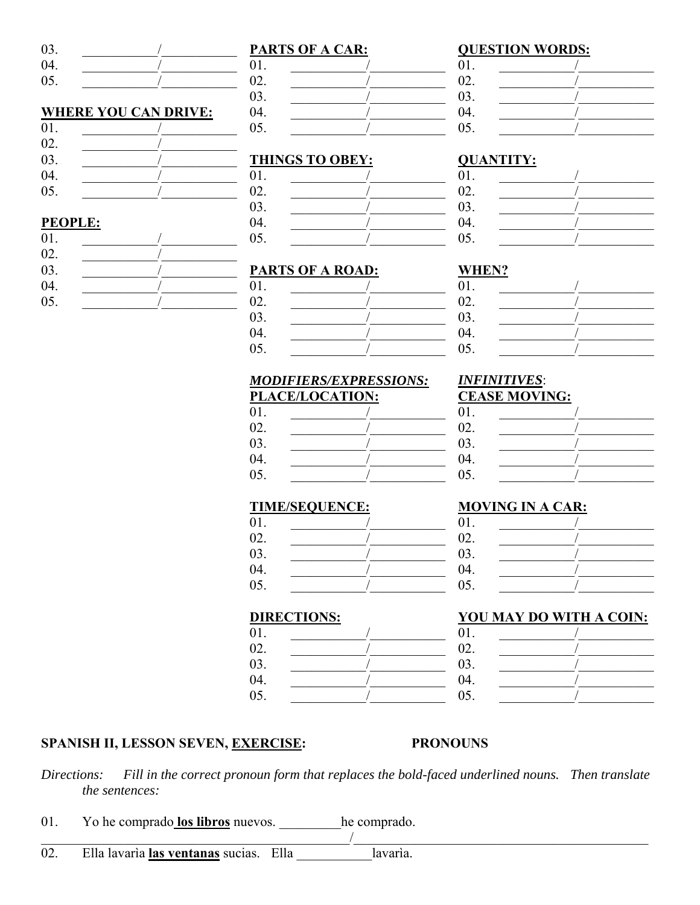03. ___________/___________
04. ___________/___________
05. ___________/___________

**WHERE YOU CAN DRIVE:**
01. ___________/___________
02. ___________/___________
03. ___________/___________
04. ___________/___________
05. ___________/___________

**PEOPLE:**
01. ___________/___________
02. ___________/___________
03. ___________/___________
04. ___________/___________
05. ___________/___________

**PARTS OF A CAR:**
01. ___________/___________
02. ___________/___________
03. ___________/___________
04. ___________/___________
05. ___________/___________

**THINGS TO OBEY:**
01. ___________/___________
02. ___________/___________
03. ___________/___________
04. ___________/___________
05. ___________/___________

**PARTS OF A ROAD:**
01. ___________/___________
02. ___________/___________
03. ___________/___________
04. ___________/___________
05. ___________/___________

***MODIFIERS/EXPRESSIONS:***
**PLACE/LOCATION:**
01. ___________/___________
02. ___________/___________
03. ___________/___________
04. ___________/___________
05. ___________/___________

**TIME/SEQUENCE:**
01. ___________/___________
02. ___________/___________
03. ___________/___________
04. ___________/___________
05. ___________/___________

**DIRECTIONS:**
01. ___________/___________
02. ___________/___________
03. ___________/___________
04. ___________/___________
05. ___________/___________

**QUESTION WORDS:**
01. ___________/___________
02. ___________/___________
03. ___________/___________
04. ___________/___________
05. ___________/___________

**QUANTITY:**
01. ___________/___________
02. ___________/___________
03. ___________/___________
04. ___________/___________
05. ___________/___________

**WHEN?**
01. ___________/___________
02. ___________/___________
03. ___________/___________
04. ___________/___________
05. ___________/___________

***INFINITIVES*:**
**CEASE MOVING:**
01. ___________/___________
02. ___________/___________
03. ___________/___________
04. ___________/___________
05. ___________/___________

**MOVING IN A CAR:**
01. ___________/___________
02. ___________/___________
03. ___________/___________
04. ___________/___________
05. ___________/___________

**YOU MAY DO WITH A COIN:**
01. ___________/___________
02. ___________/___________
03. ___________/___________
04. ___________/___________
05. ___________/___________

**SPANISH II, LESSON SEVEN, EXERCISE: PRONOUNS**

*Directions: Fill in the correct pronoun form that replaces the bold-faced underlined nouns. Then translate the sentences:*

01. Yo he comprado **los libros** nuevos. _________he comprado.
_____________________________________________/_____________________________________________

02. Ella lavarìa **las ventanas** sucias. Ella ___________lavarìa.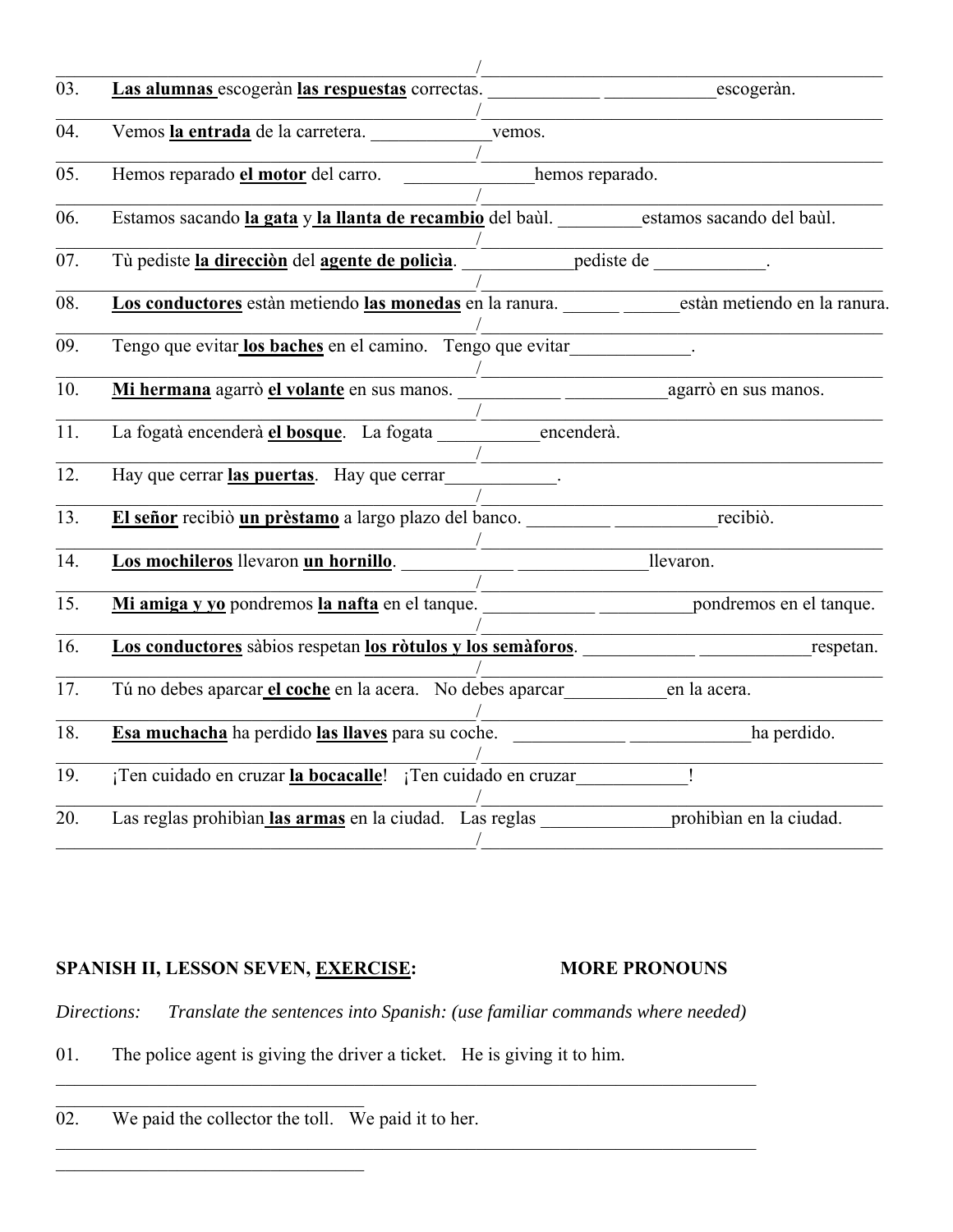_______________________________________________/_______________________________________________

03. **Las alumnas** escogeràn **las respuestas** correctas. ____________ ____________escogeràn.

_______________________________________________/_______________________________________________

04. Vemos **la entrada** de la carretera. ______________vemos.

_______________________________________________/_______________________________________________

05. Hemos reparado **el motor** del carro. ______________hemos reparado.

_______________________________________________/_______________________________________________

06. Estamos sacando **la gata** y **la llanta de recambio** del baùl. _________estamos sacando del baùl.

_______________________________________________/_______________________________________________

07. Tù pediste **la direcciòn** del **agente de policìa**. ____________pediste de ____________.

_______________________________________________/_______________________________________________

08. **Los conductores** estàn metiendo **las monedas** en la ranura. ______ ______estàn metiendo en la ranura.

_______________________________________________/_______________________________________________

09. Tengo que evitar **los baches** en el camino. Tengo que evitar_____________.

_______________________________________________/_______________________________________________

10. **Mi hermana** agarrò **el volante** en sus manos. ___________ ___________agarrò en sus manos.

_______________________________________________/_______________________________________________

11. La fogatà encenderà **el bosque**. La fogata ___________encenderà.

_______________________________________________/_______________________________________________

12. Hay que cerrar **las puertas**. Hay que cerrar____________.

_______________________________________________/_______________________________________________

13. **El señor** recibiò **un prèstamo** a largo plazo del banco. _________ ___________recibiò.

_______________________________________________/_______________________________________________

14. **Los mochileros** llevaron **un hornillo**. ____________ ______________llevaron.

_______________________________________________/_______________________________________________

15. **Mi amiga y yo** pondremos **la nafta** en el tanque. ____________ __________pondremos en el tanque.

_______________________________________________/_______________________________________________

16. **Los conductores** sàbios respetan **los ròtulos y los semàforos**. _____________ ____________respetan.

_______________________________________________/_______________________________________________

17. Tú no debes aparcar **el coche** en la acera. No debes aparcar___________en la acera.

_______________________________________________/_______________________________________________

18. **Esa muchacha** ha perdido **las llaves** para su coche. ____________ _____________ha perdido.

_______________________________________________/_______________________________________________

19. ¡Ten cuidado en cruzar **la bocacalle**! ¡Ten cuidado en cruzar____________!

_______________________________________________/_______________________________________________

20. Las reglas prohibìan **las armas** en la ciudad. Las reglas ______________prohibìan en la ciudad.

_______________________________________________/_______________________________________________

**SPANISH II, LESSON SEVEN, <u>EXERCISE</u>: MORE PRONOUNS**

*Directions: Translate the sentences into Spanish: (use familiar commands where needed)*

01. The police agent is giving the driver a ticket. He is giving it to him.

_______________________________________________________________________________

___________________________________

02. We paid the collector the toll. We paid it to her.

_______________________________________________________________________________

___________________________________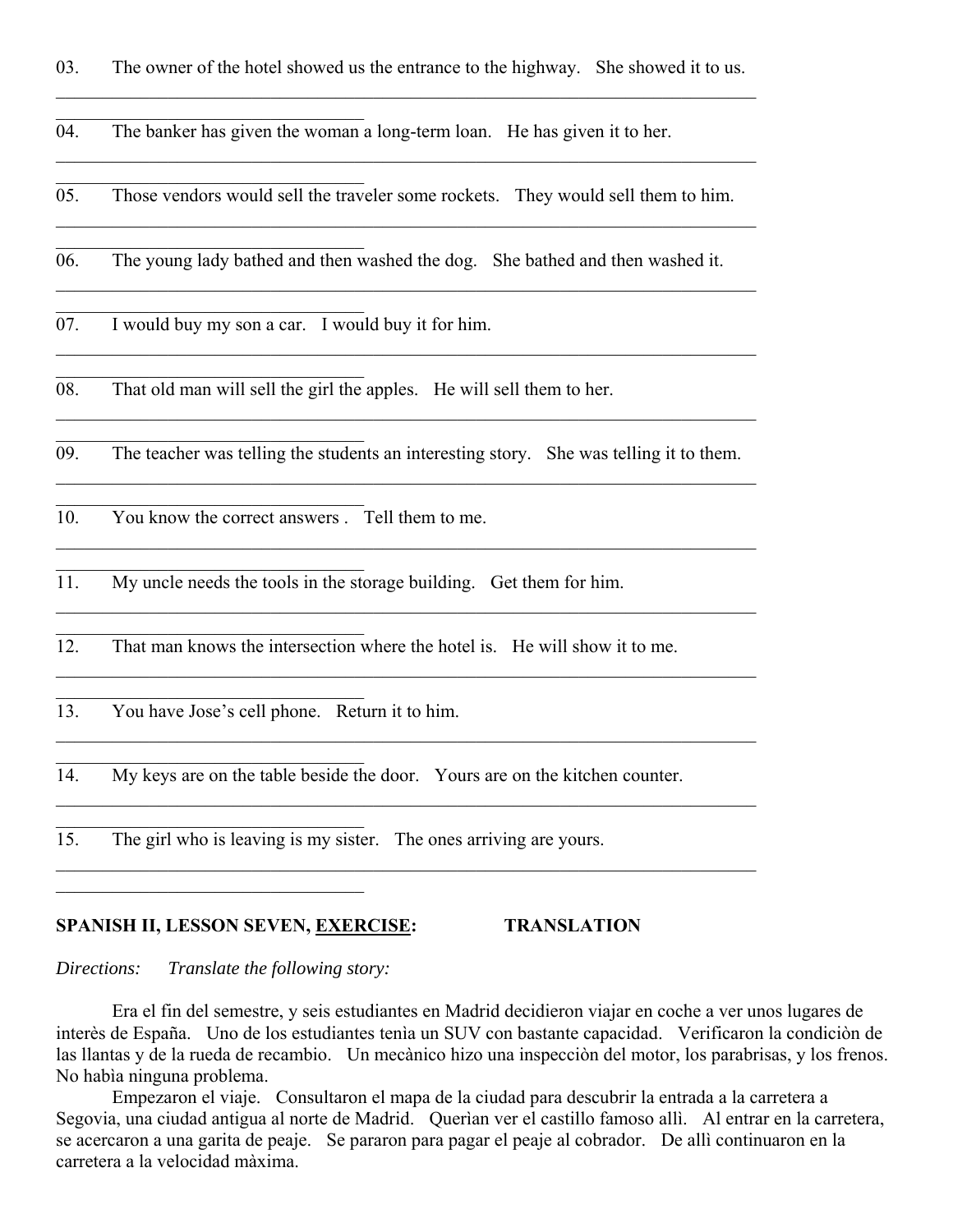03. The owner of the hotel showed us the entrance to the highway. She showed it to us.

______________________________________________________________________________

____________________________________

04. The banker has given the woman a long-term loan. He has given it to her.

______________________________________________________________________________

____________________________________

05. Those vendors would sell the traveler some rockets. They would sell them to him.

______________________________________________________________________________

____________________________________

06. The young lady bathed and then washed the dog. She bathed and then washed it.

______________________________________________________________________________

____________________________________

07. I would buy my son a car. I would buy it for him.

______________________________________________________________________________

____________________________________

08. That old man will sell the girl the apples. He will sell them to her.

______________________________________________________________________________

____________________________________

09. The teacher was telling the students an interesting story. She was telling it to them.

______________________________________________________________________________

____________________________________

10. You know the correct answers . Tell them to me.

______________________________________________________________________________

____________________________________

11. My uncle needs the tools in the storage building. Get them for him.

______________________________________________________________________________

____________________________________

12. That man knows the intersection where the hotel is. He will show it to me.

______________________________________________________________________________

____________________________________

13. You have Jose's cell phone. Return it to him.

______________________________________________________________________________

____________________________________

14. My keys are on the table beside the door. Yours are on the kitchen counter.

______________________________________________________________________________

____________________________________

15. The girl who is leaving is my sister. The ones arriving are yours.

______________________________________________________________________________

____________________________________

**SPANISH II, LESSON SEVEN, <u>EXERCISE</u>: TRANSLATION**

*Directions: Translate the following story:*

Era el fin del semestre, y seis estudiantes en Madrid decidieron viajar en coche a ver unos lugares de interès de España. Uno de los estudiantes tenìa un SUV con bastante capacidad. Verificaron la condiciòn de las llantas y de la rueda de recambio. Un mecànico hizo una inspecciòn del motor, los parabrisas, y los frenos. No habìa ninguna problema.

Empezaron el viaje. Consultaron el mapa de la ciudad para descubrir la entrada a la carretera a Segovia, una ciudad antigua al norte de Madrid. Querìan ver el castillo famoso allì. Al entrar en la carretera, se acercaron a una garita de peaje. Se pararon para pagar el peaje al cobrador. De allì continuaron en la carretera a la velocidad màxima.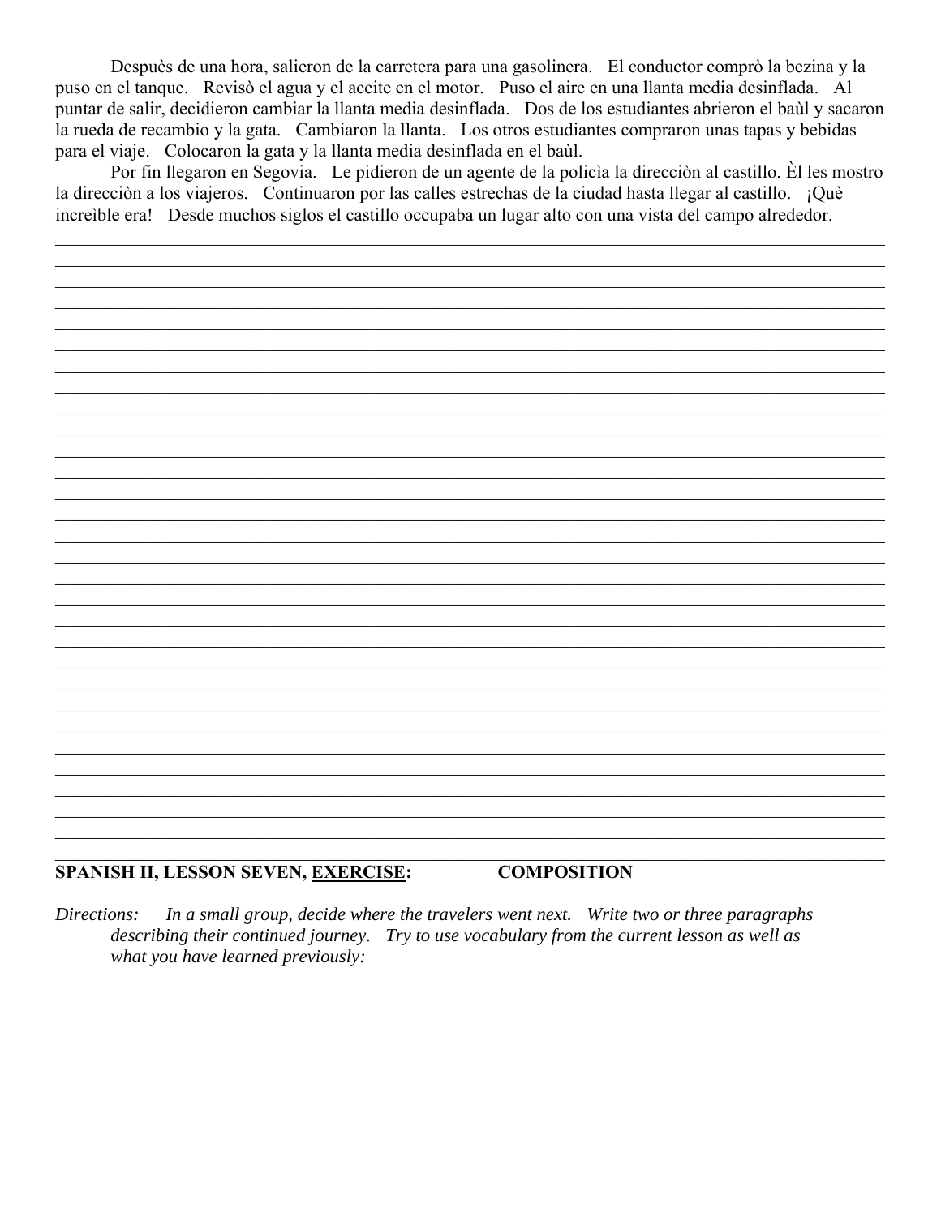Despuès de una hora, salieron de la carretera para una gasolinera. El conductor comprò la bezina y la puso en el tanque. Revisò el agua y el aceite en el motor. Puso el aire en una llanta media desinflada. Al puntar de salir, decidieron cambiar la llanta media desinflada. Dos de los estudiantes abrieron el baùl y sacaron la rueda de recambio y la gata. Cambiaron la llanta. Los otros estudiantes compraron unas tapas y bebidas para el viaje. Colocaron la gata y la llanta media desinflada en el baùl.

Por fin llegaron en Segovia. Le pidieron de un agente de la policìa la direcciòn al castillo. Èl les mostro la direcciòn a los viajeros. Continuaron por las calles estrechas de la ciudad hasta llegar al castillo. ¡Què increìble era! Desde muchos siglos el castillo occupaba un lugar alto con una vista del campo alrededor.

## SPANISH II, LESSON SEVEN, EXERCISE: COMPOSITION

*Directions: In a small group, decide where the travelers went next. Write two or three paragraphs describing their continued journey. Try to use vocabulary from the current lesson as well as what you have learned previously:*